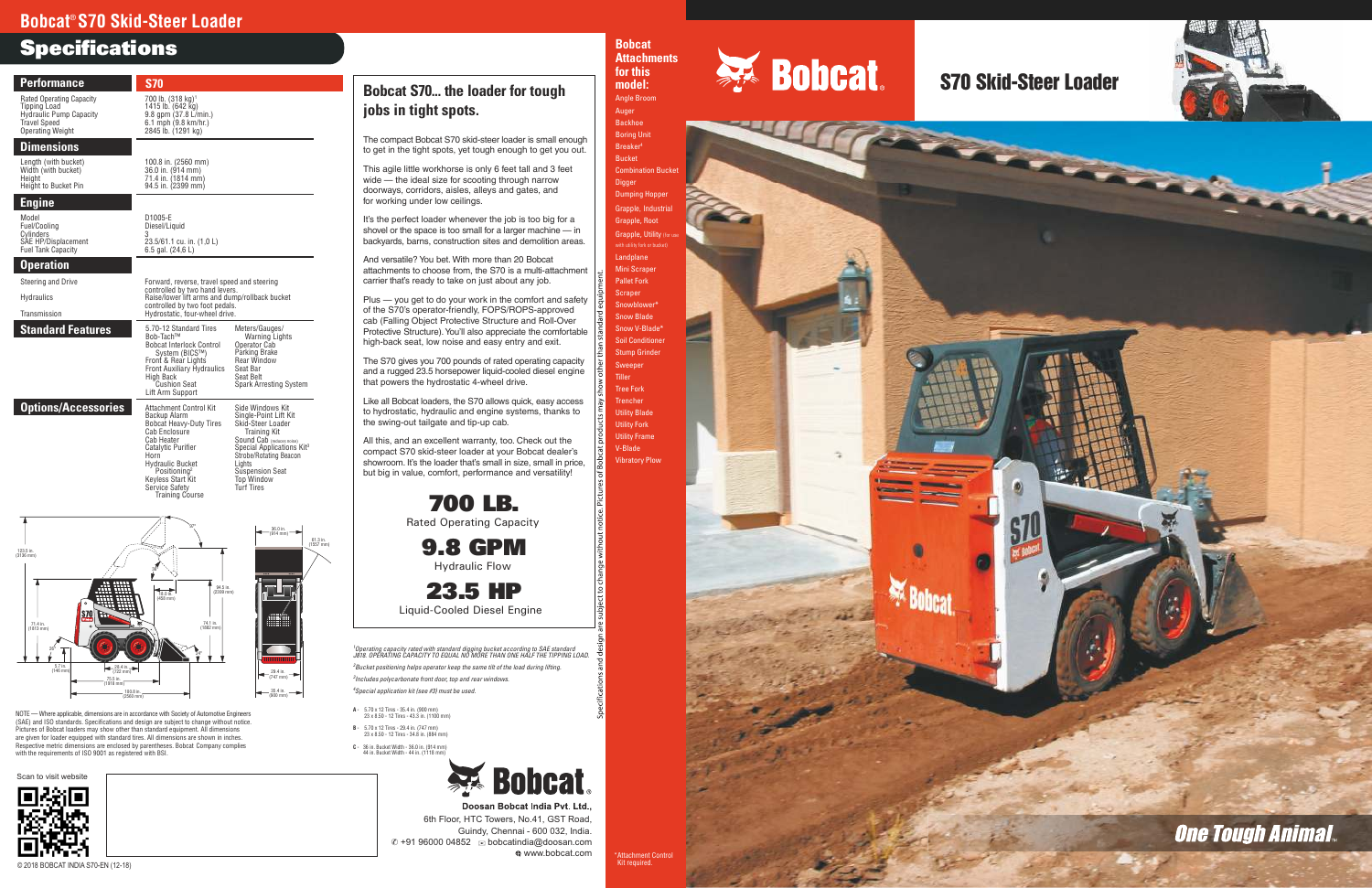# Bobcat® S70 Skid-Steer Loader

## Specifications

| Performance | S70 |
|---|---|
| Rated Operating Capacity | 700 lb. (318 kg)[1] |
| Tipping Load | 1415 lb. (642 kg) |
| Hydraulic Pump Capacity | 9.8 gpm (37.8 L/min.) |
| Travel Speed | 6.1 mph (9.8 km/hr.) |
| Operating Weight | 2845 lb. (1291 kg) |
| **Dimensions** | |
| Length (with bucket) | 100.8 in. (2560 mm) |
| Width (with bucket) | 36.0 in. (914 mm) |
| Height | 71.4 in. (1814 mm) |
| Height to Bucket Pin | 94.5 in. (2399 mm) |
| **Engine** | |
| Model | D1005-E |
| Fuel/Cooling | Diesel/Liquid |
| Cylinders | 3 |
| SAE HP/Displacement | 23.5/61.1 cu. in. (1.0 L) |
| Fuel Tank Capacity | 6.5 gal. (24.6 L) |
| **Operation** | |
| Steering and Drive | Forward, reverse, travel speed and steering controlled by two hand levers. |
| Hydraulics | Raise/lower lift arms and dump/rollback bucket controlled by two foot pedals. |
| Transmission | Hydrostatic, four-wheel drive. |

### Standard Features

- 5.70-12 Standard Tires
- Bob-Tach™
- Bobcat Interlock Control System (BICS™)
- Front & Rear Lights
- Front Auxiliary Hydraulics
- High Back Cushion Seat
- Lift Arm Support
- Meters/Gauges/Warning Lights
- Operator Cab
- Parking Brake
- Rear Window
- Seat Bar
- Seat Belt
- Spark Arresting System

### Options/Accessories

- Attachment Control Kit
- Backup Alarm
- Bobcat Heavy-Duty Tires
- Cab Enclosure
- Cab Heater
- Catalytic Purifier
- Horn
- Hydraulic Bucket Positioning[2]
- Keyless Start Kit
- Service Safety Training Course
- Side Windows Kit
- Single-Point Lift Kit
- Skid-Steer Loader Training Kit
- Sound Cab (reduces noise)
- Special Applications Kit[3]
- Strobe/Rotating Beacon Lights
- Suspension Seat
- Top Window
- Turf Tires

123.5 in. (3136 mm) · 94.5 in. (2399 mm) · 18.0 in. (458 mm) · 71.4 in. (1813 mm) · 74.1 in. (1882 mm) · 5.7 in. (145 mm) · 28.8 in. (732 mm) · 71.5 in. (1816 mm) · 100.8 in. (2560 mm) · 36.0 in. (914 mm) · 61.3 in. (1557 mm) · 29.4 in. (747 mm) · 35.4 in. (900 mm)

NOTE — Where applicable, dimensions are in accordance with Society of Automotive Engineers (SAE) and ISO standards. Specifications and design are subject to change without notice. Pictures of Bobcat loaders may show other than standard equipment. All dimensions are given for loader equipped with standard tires. All dimensions are shown in inches. Respective metric dimensions are enclosed by parentheses. Bobcat Company complies with the requirements of ISO 9001 as registered with BSI.

Scan to visit website

© 2018 BOBCAT INDIA S70-EN (12-18)

## Bobcat S70... the loader for tough jobs in tight spots.

The compact Bobcat S70 skid-steer loader is small enough to get in the tight spots, yet tough enough to get you out.

This agile little workhorse is only 6 feet tall and 3 feet wide — the ideal size for scooting through narrow doorways, corridors, aisles, alleys and gates, and for working under low ceilings.

It's the perfect loader whenever the job is too big for a shovel or the space is too small for a larger machine — in backyards, barns, construction sites and demolition areas.

And versatile? You bet. With more than 20 Bobcat attachments to choose from, the S70 is a multi-attachment carrier that's ready to take on just about any job.

Plus — you get to do your work in the comfort and safety of the S70's operator-friendly, FOPS/ROPS-approved cab (Falling Object Protective Structure and Roll-Over Protective Structure). You'll also appreciate the comfortable high-back seat, low noise and easy entry and exit.

The S70 gives you 700 pounds of rated operating capacity and a rugged 23.5 horsepower liquid-cooled diesel engine that powers the hydrostatic 4-wheel drive.

Like all Bobcat loaders, the S70 allows quick, easy access to hydrostatic, hydraulic and engine systems, thanks to the swing-out tailgate and tip-up cab.

All this, and an excellent warranty, too. Check out the compact S70 skid-steer loader at your Bobcat dealer's showroom. It's the loader that's small in size, small in price, but big in value, comfort, performance and versatility!

**700 LB.**
Rated Operating Capacity

**9.8 GPM**
Hydraulic Flow

**23.5 HP**
Liquid-Cooled Diesel Engine

[1]*Operating capacity rated with standard digging bucket according to SAE standard J818. OPERATING CAPACITY TO EQUAL NO MORE THAN ONE HALF THE TIPPING LOAD.*

[2]*Bucket positioning helps operator keep the same tilt of the load during lifting.*

[3]*Includes polycarbonate front door, top and rear windows.*

[4]*Special application kit (see #3) must be used.*

A - 5.70 x 12 Tires - 35.4 in. (900 mm); 23 x 8.50 - 12 Tires - 43.3 in. (1100 mm)

B - 5.70 x 12 Tires - 29.4 in. (747 mm); 23 x 8.50 - 12 Tires - 34.8 in. (884 mm)

C - 36 in. Bucket Width - 36.0 in. (914 mm); 44 in. Bucket Width - 44 in. (1118 mm)

Specifications and design are subject to change without notice. Pictures of Bobcat products may show other than standard equipment.

**Doosan Bobcat India Pvt. Ltd.,**
6th Floor, HTC Towers, No.41, GST Road,
Guindy, Chennai - 600 032, India.
+91 96000 04852 bobcatindia@doosan.com
www.bobcat.com

## Bobcat Attachments for this model:

- Angle Broom
- Auger
- Backhoe
- Boring Unit
- Breaker[4]
- Bucket
- Combination Bucket
- Digger
- Dumping Hopper
- Grapple, Industrial
- Grapple, Root
- Grapple, Utility (for use with utility fork or bucket)
- Landplane
- Mini Scraper
- Pallet Fork
- Scraper
- Snowblower*
- Snow Blade
- Snow V-Blade*
- Soil Conditioner
- Stump Grinder
- Sweeper
- Tiller
- Tree Fork
- Trencher
- Utility Blade
- Utility Fork
- Utility Frame
- V-Blade
- Vibratory Plow

*Attachment Control Kit required.

# Bobcat

## S70 Skid-Steer Loader

*One Tough Animal.*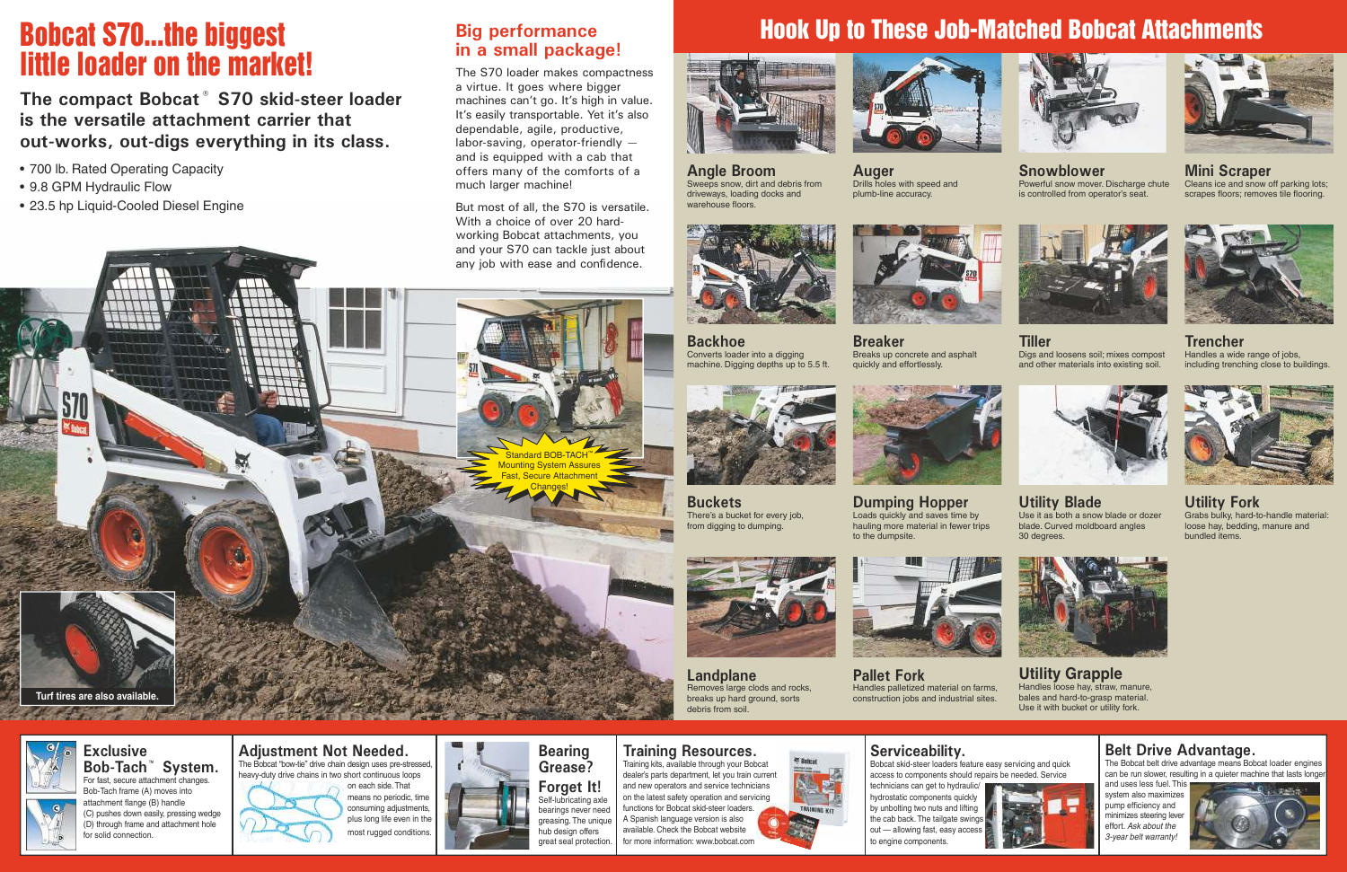# Bobcat S70...the biggest little loader on the market!

**The compact Bobcat® S70 skid-steer loader is the versatile attachment carrier that out-works, out-digs everything in its class.**

- 700 lb. Rated Operating Capacity
- 9.8 GPM Hydraulic Flow
- 23.5 hp Liquid-Cooled Diesel Engine

## Big performance in a small package!

The S70 loader makes compactness a virtue. It goes where bigger machines can't go. It's high in value. It's easily transportable. Yet it's also dependable, agile, productive, labor-saving, operator-friendly — and is equipped with a cab that offers many of the comforts of a much larger machine!

But most of all, the S70 is versatile. With a choice of over 20 hard-working Bobcat attachments, you and your S70 can tackle just about any job with ease and confidence.

Standard BOB-TACH™ Mounting System Assures Fast, Secure Attachment Changes!

Turf tires are also available.

# Hook Up to These Job-Matched Bobcat Attachments

### Angle Broom
Sweeps snow, dirt and debris from driveways, loading docks and warehouse floors.

### Auger
Drills holes with speed and plumb-line accuracy.

### Snowblower
Powerful snow mover. Discharge chute is controlled from operator's seat.

### Mini Scraper
Cleans ice and snow off parking lots; scrapes floors; removes tile flooring.

### Backhoe
Converts loader into a digging machine. Digging depths up to 5.5 ft.

### Breaker
Breaks up concrete and asphalt quickly and effortlessly.

### Tiller
Digs and loosens soil; mixes compost and other materials into existing soil.

### Trencher
Handles a wide range of jobs, including trenching close to buildings.

### Buckets
There's a bucket for every job, from digging to dumping.

### Dumping Hopper
Loads quickly and saves time by hauling more material in fewer trips to the dumpsite.

### Utility Blade
Use it as both a snow blade or dozer blade. Curved moldboard angles 30 degrees.

### Utility Fork
Grabs bulky, hard-to-handle material: loose hay, bedding, manure and bundled items.

### Landplane
Removes large clods and rocks, breaks up hard ground, sorts debris from soil.

### Pallet Fork
Handles palletized material on farms, construction jobs and industrial sites.

### Utility Grapple
Handles loose hay, straw, manure, bales and hard-to-grasp material. Use it with bucket or utility fork.

### Exclusive Bob-Tach™ System.
For fast, secure attachment changes. Bob-Tach frame (A) moves into attachment flange (B) handle (C) pushes down easily, pressing wedge (D) through frame and attachment hole for solid connection.

### Adjustment Not Needed.
The Bobcat "bow-tie" drive chain design uses pre-stressed, heavy-duty drive chains in two short continuous loops on each side. That means no periodic, time consuming adjustments, plus long life even in the most rugged conditions.

### Bearing Grease? Forget It!
Self-lubricating axle bearings never need greasing. The unique hub design offers great seal protection.

### Training Resources.
Training kits, available through your Bobcat dealer's parts department, let you train current and new operators and service technicians on the latest safety operation and servicing functions for Bobcat skid-steer loaders. A Spanish language version is also available. Check the Bobcat website for more information: www.bobcat.com

### Serviceability.
Bobcat skid-steer loaders feature easy servicing and quick access to components should repairs be needed. Service technicians can get to hydraulic/hydrostatic components quickly by unbolting two nuts and lifting the cab back. The tailgate swings out — allowing fast, easy access to engine components.

### Belt Drive Advantage.
The Bobcat belt drive advantage means Bobcat loader engines can be run slower, resulting in a quieter machine that lasts longer and uses less fuel. This system also maximizes pump efficiency and minimizes steering lever effort. *Ask about the 3-year belt warranty!*